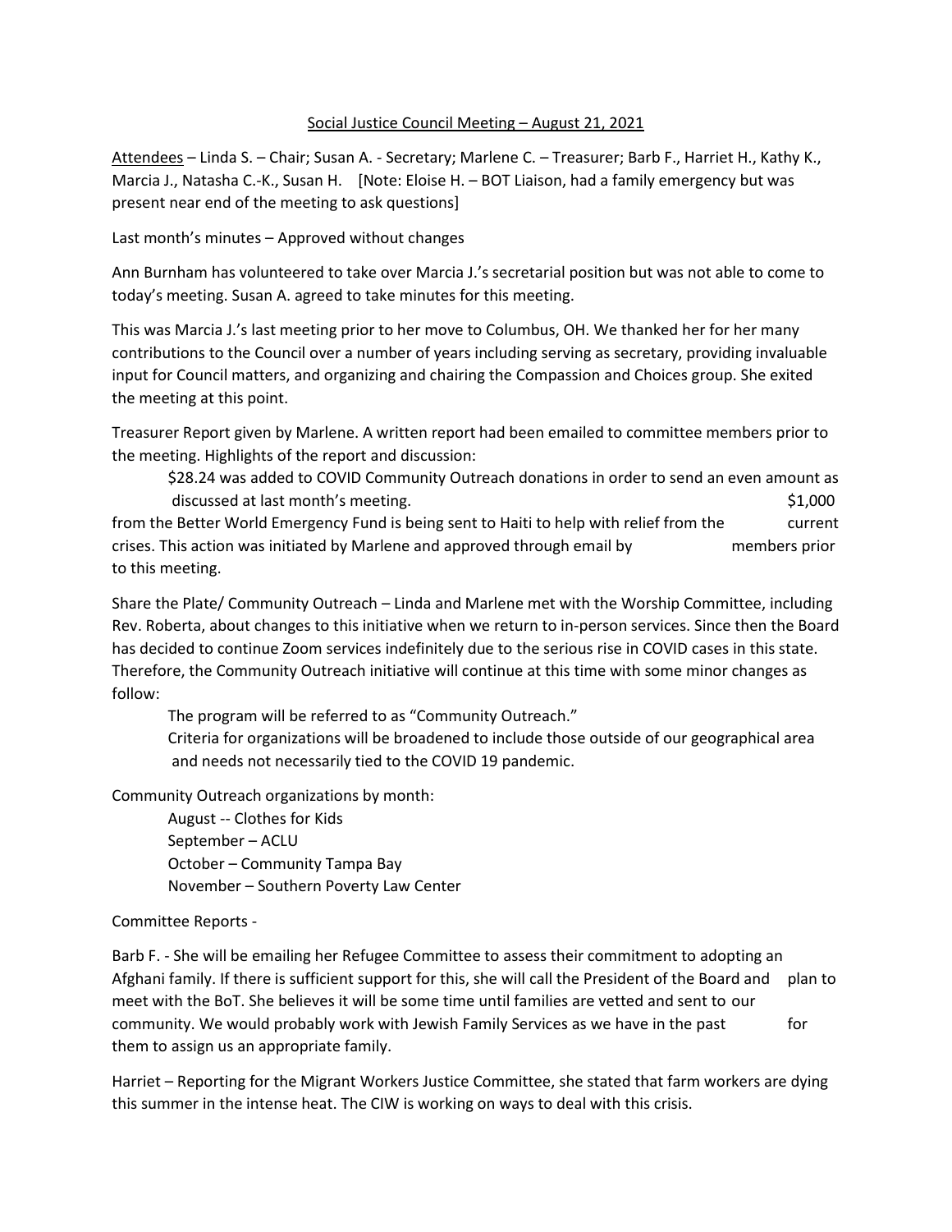# Social Justice Council Meeting – August 21, 2021

Attendees – Linda S. – Chair; Susan A. - Secretary; Marlene C. – Treasurer; Barb F., Harriet H., Kathy K., Marcia J., Natasha C.-K., Susan H. [Note: Eloise H. – BOT Liaison, had a family emergency but was present near end of the meeting to ask questions]

Last month's minutes – Approved without changes

Ann Burnham has volunteered to take over Marcia J.'s secretarial position but was not able to come to today's meeting. Susan A. agreed to take minutes for this meeting.

This was Marcia J.'s last meeting prior to her move to Columbus, OH. We thanked her for her many contributions to the Council over a number of years including serving as secretary, providing invaluable input for Council matters, and organizing and chairing the Compassion and Choices group. She exited the meeting at this point.

Treasurer Report given by Marlene. A written report had been emailed to committee members prior to the meeting. Highlights of the report and discussion:

- $28.24 was added to COVID Community Outreach donations in order to send an even amount as discussed at last month's meeting.
- $1,000 from the Better World Emergency Fund is being sent to Haiti to help with relief from the current crises. This action was initiated by Marlene and approved through email by members prior to this meeting.

Share the Plate/ Community Outreach – Linda and Marlene met with the Worship Committee, including Rev. Roberta, about changes to this initiative when we return to in-person services. Since then the Board has decided to continue Zoom services indefinitely due to the serious rise in COVID cases in this state. Therefore, the Community Outreach initiative will continue at this time with some minor changes as follow:

- The program will be referred to as "Community Outreach."
- Criteria for organizations will be broadened to include those outside of our geographical area and needs not necessarily tied to the COVID 19 pandemic.

Community Outreach organizations by month:

- August -- Clothes for Kids
- September – ACLU
- October – Community Tampa Bay
- November – Southern Poverty Law Center

Committee Reports -

Barb F. - She will be emailing her Refugee Committee to assess their commitment to adopting an Afghani family. If there is sufficient support for this, she will call the President of the Board and plan to meet with the BoT. She believes it will be some time until families are vetted and sent to our community. We would probably work with Jewish Family Services as we have in the past for them to assign us an appropriate family.

Harriet – Reporting for the Migrant Workers Justice Committee, she stated that farm workers are dying this summer in the intense heat. The CIW is working on ways to deal with this crisis.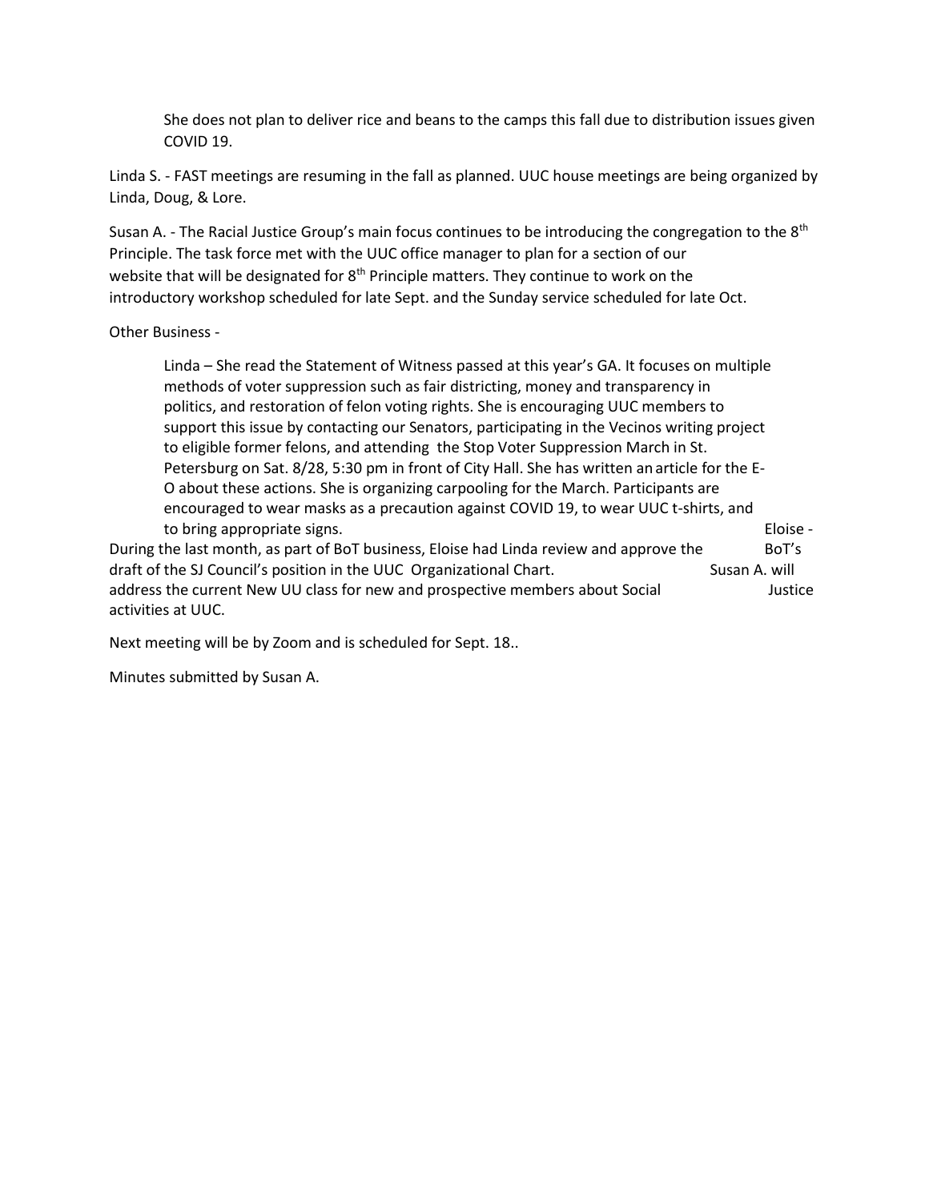She does not plan to deliver rice and beans to the camps this fall due to distribution issues given COVID 19.

Linda S. - FAST meetings are resuming in the fall as planned. UUC house meetings are being organized by Linda, Doug, & Lore.

Susan A. - The Racial Justice Group's main focus continues to be introducing the congregation to the 8th Principle. The task force met with the UUC office manager to plan for a section of our website that will be designated for 8th Principle matters. They continue to work on the introductory workshop scheduled for late Sept. and the Sunday service scheduled for late Oct.

Other Business -

Linda – She read the Statement of Witness passed at this year's GA. It focuses on multiple methods of voter suppression such as fair districting, money and transparency in politics, and restoration of felon voting rights. She is encouraging UUC members to support this issue by contacting our Senators, participating in the Vecinos writing project to eligible former felons, and attending the Stop Voter Suppression March in St. Petersburg on Sat. 8/28, 5:30 pm in front of City Hall. She has written an article for the E-O about these actions. She is organizing carpooling for the March. Participants are encouraged to wear masks as a precaution against COVID 19, to wear UUC t-shirts, and to bring appropriate signs.

Eloise - During the last month, as part of BoT business, Eloise had Linda review and approve the BoT's draft of the SJ Council's position in the UUC Organizational Chart.

Susan A. will address the current New UU class for new and prospective members about Social Justice activities at UUC.

Next meeting will be by Zoom and is scheduled for Sept. 18..

Minutes submitted by Susan A.